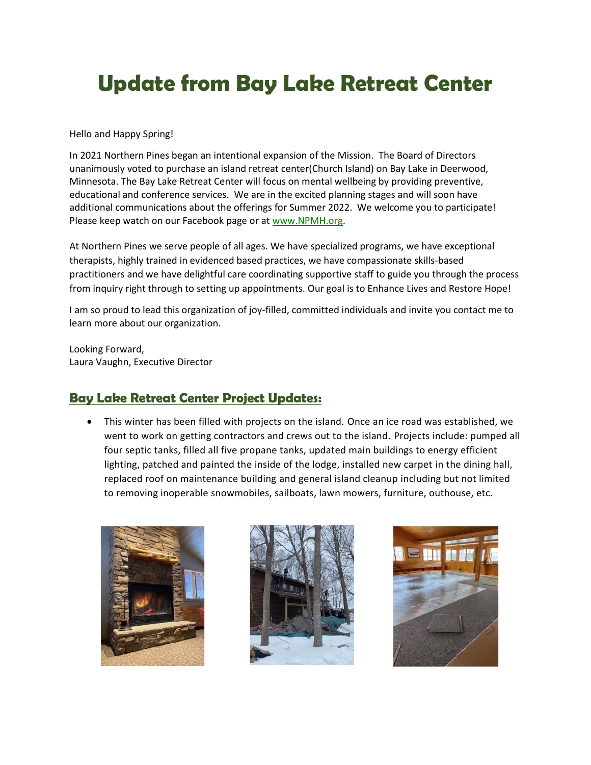# Update from Bay Lake Retreat Center

Hello and Happy Spring!

In 2021 Northern Pines began an intentional expansion of the Mission. The Board of Directors unanimously voted to purchase an island retreat center(Church Island) on Bay Lake in Deerwood, Minnesota. The Bay Lake Retreat Center will focus on mental wellbeing by providing preventive, educational and conference services. We are in the excited planning stages and will soon have additional communications about the offerings for Summer 2022. We welcome you to participate! Please keep watch on our Facebook page or at [www.NPMH.org](http://www.NPMH.org).

At Northern Pines we serve people of all ages. We have specialized programs, we have exceptional therapists, highly trained in evidenced based practices, we have compassionate skills-based practitioners and we have delightful care coordinating supportive staff to guide you through the process from inquiry right through to setting up appointments. Our goal is to Enhance Lives and Restore Hope!

I am so proud to lead this organization of joy-filled, committed individuals and invite you contact me to learn more about our organization.

Looking Forward,
Laura Vaughn, Executive Director

## Bay Lake Retreat Center Project Updates:

- This winter has been filled with projects on the island. Once an ice road was established, we went to work on getting contractors and crews out to the island. Projects include: pumped all four septic tanks, filled all five propane tanks, updated main buildings to energy efficient lighting, patched and painted the inside of the lodge, installed new carpet in the dining hall, replaced roof on maintenance building and general island cleanup including but not limited to removing inoperable snowmobiles, sailboats, lawn mowers, furniture, outhouse, etc.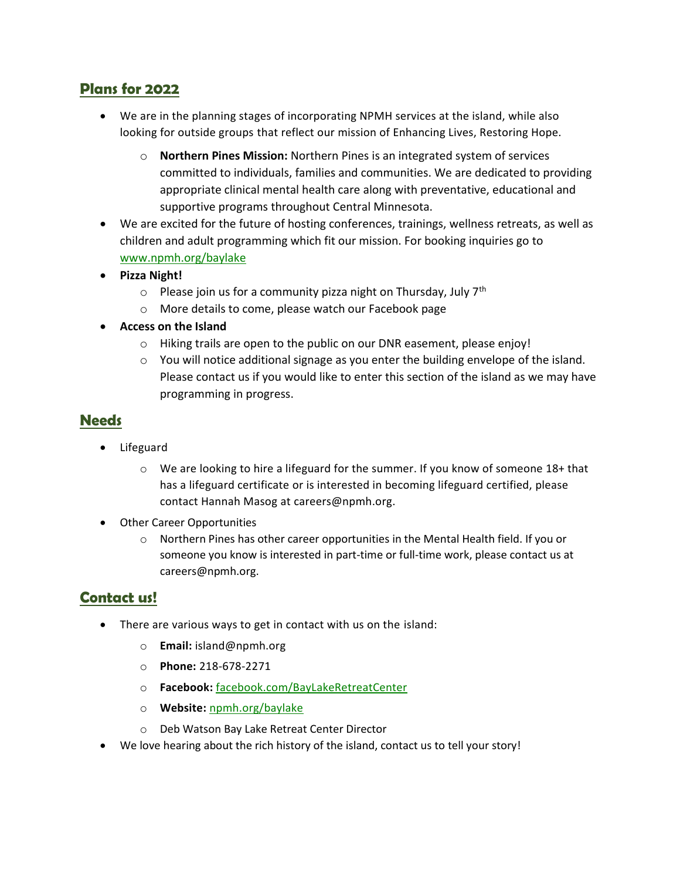## Plans for 2022

- We are in the planning stages of incorporating NPMH services at the island, while also looking for outside groups that reflect our mission of Enhancing Lives, Restoring Hope.
  - **Northern Pines Mission:** Northern Pines is an integrated system of services committed to individuals, families and communities. We are dedicated to providing appropriate clinical mental health care along with preventative, educational and supportive programs throughout Central Minnesota.
- We are excited for the future of hosting conferences, trainings, wellness retreats, as well as children and adult programming which fit our mission. For booking inquiries go to [www.npmh.org/baylake](www.npmh.org/baylake)
- **Pizza Night!**
  - Please join us for a community pizza night on Thursday, July 7th
  - More details to come, please watch our Facebook page
- **Access on the Island**
  - Hiking trails are open to the public on our DNR easement, please enjoy!
  - You will notice additional signage as you enter the building envelope of the island. Please contact us if you would like to enter this section of the island as we may have programming in progress.

## Needs

- Lifeguard
  - We are looking to hire a lifeguard for the summer. If you know of someone 18+ that has a lifeguard certificate or is interested in becoming lifeguard certified, please contact Hannah Masog at careers@npmh.org.
- Other Career Opportunities
  - Northern Pines has other career opportunities in the Mental Health field. If you or someone you know is interested in part-time or full-time work, please contact us at careers@npmh.org.

## Contact us!

- There are various ways to get in contact with us on the island:
  - **Email:** island@npmh.org
  - **Phone:** 218-678-2271
  - **Facebook:** [facebook.com/BayLakeRetreatCenter](facebook.com/BayLakeRetreatCenter)
  - **Website:** [npmh.org/baylake](npmh.org/baylake)
  - Deb Watson Bay Lake Retreat Center Director
- We love hearing about the rich history of the island, contact us to tell your story!